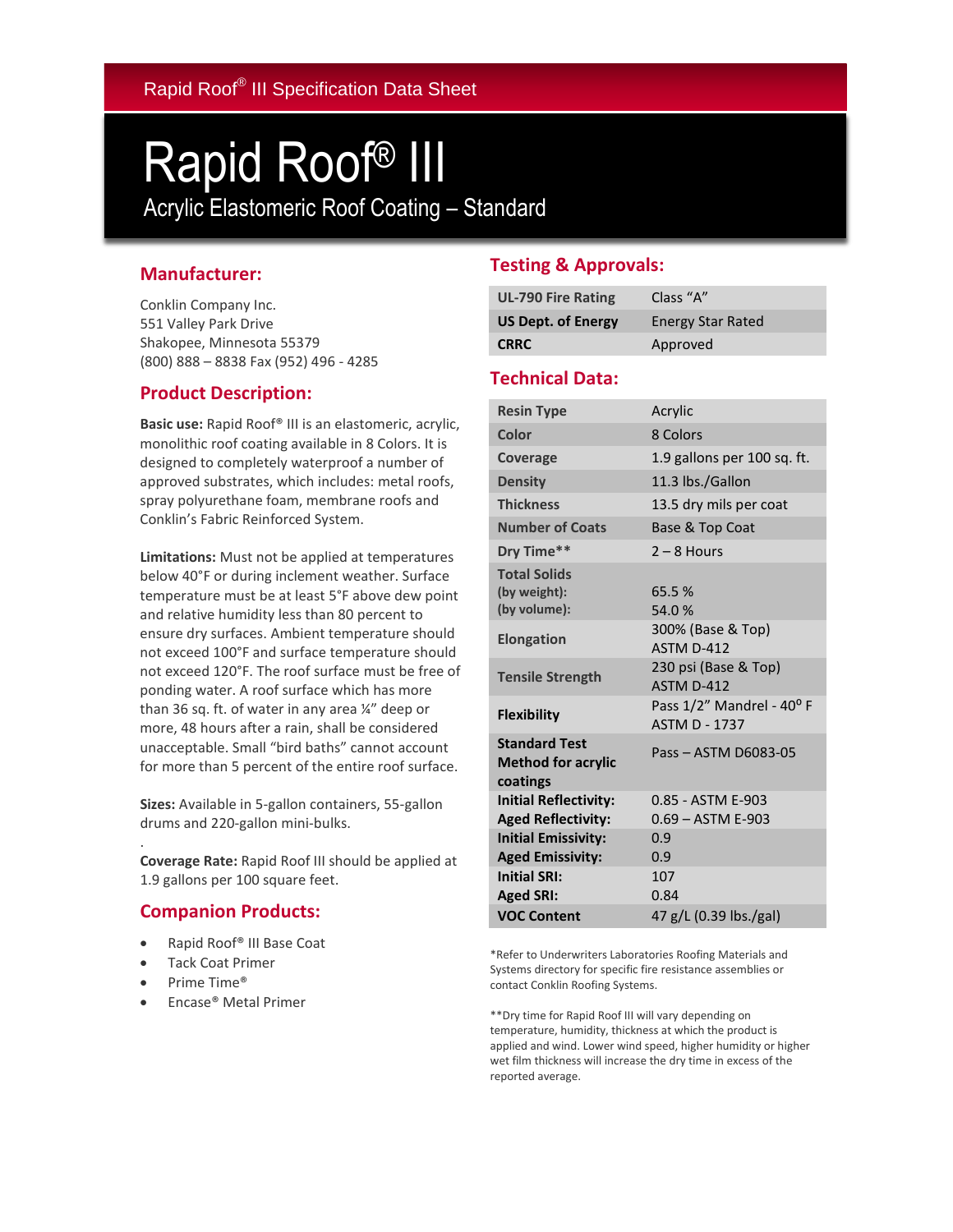Rapid Roof® III Specification Data Sheet

# Rapid Roof® III

## Acrylic Elastomeric Roof Coating – Standard

### Manufacturer:

Conklin Company Inc.
551 Valley Park Drive
Shakopee, Minnesota 55379
(800) 888 – 8838 Fax (952) 496 - 4285

### Product Description:

**Basic use:** Rapid Roof® III is an elastomeric, acrylic, monolithic roof coating available in 8 Colors. It is designed to completely waterproof a number of approved substrates, which includes: metal roofs, spray polyurethane foam, membrane roofs and Conklin's Fabric Reinforced System.

**Limitations:** Must not be applied at temperatures below 40°F or during inclement weather. Surface temperature must be at least 5°F above dew point and relative humidity less than 80 percent to ensure dry surfaces. Ambient temperature should not exceed 100°F and surface temperature should not exceed 120°F. The roof surface must be free of ponding water. A roof surface which has more than 36 sq. ft. of water in any area ¼" deep or more, 48 hours after a rain, shall be considered unacceptable. Small "bird baths" cannot account for more than 5 percent of the entire roof surface.

**Sizes:** Available in 5-gallon containers, 55-gallon drums and 220-gallon mini-bulks.

.

**Coverage Rate:** Rapid Roof III should be applied at 1.9 gallons per 100 square feet.

### Companion Products:

- Rapid Roof® III Base Coat
- Tack Coat Primer
- Prime Time®
- Encase® Metal Primer

### Testing & Approvals:

| | |
|---|---|
| **UL-790 Fire Rating** | Class "A" |
| **US Dept. of Energy** | Energy Star Rated |
| **CRRC** | Approved |

### Technical Data:

| | |
|---|---|
| **Resin Type** | Acrylic |
| **Color** | 8 Colors |
| **Coverage** | 1.9 gallons per 100 sq. ft. |
| **Density** | 11.3 lbs./Gallon |
| **Thickness** | 13.5 dry mils per coat |
| **Number of Coats** | Base & Top Coat |
| **Dry Time**** | 2 – 8 Hours |
| **Total Solids** (by weight): (by volume): | 65.5 % 54.0 % |
| **Elongation** | 300% (Base & Top) ASTM D-412 |
| **Tensile Strength** | 230 psi (Base & Top) ASTM D-412 |
| **Flexibility** | Pass 1/2" Mandrel - 40° F ASTM D - 1737 |
| **Standard Test Method for acrylic coatings** | Pass – ASTM D6083-05 |
| **Initial Reflectivity:** | 0.85 - ASTM E-903 |
| **Aged Reflectivity:** | 0.69 – ASTM E-903 |
| **Initial Emissivity:** | 0.9 |
| **Aged Emissivity:** | 0.9 |
| **Initial SRI:** | 107 |
| **Aged SRI:** | 0.84 |
| **VOC Content** | 47 g/L (0.39 lbs./gal) |

*Refer to Underwriters Laboratories Roofing Materials and Systems directory for specific fire resistance assemblies or contact Conklin Roofing Systems.

**Dry time for Rapid Roof III will vary depending on temperature, humidity, thickness at which the product is applied and wind. Lower wind speed, higher humidity or higher wet film thickness will increase the dry time in excess of the reported average.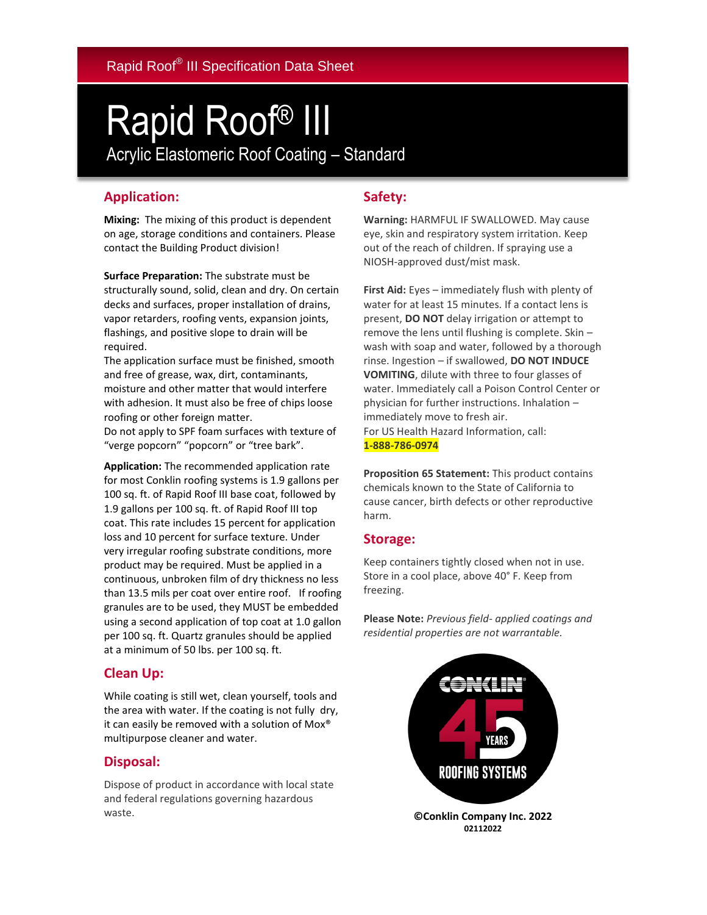Rapid Roof® III Specification Data Sheet

# Rapid Roof® III

Acrylic Elastomeric Roof Coating – Standard

## Application:

**Mixing:** The mixing of this product is dependent on age, storage conditions and containers. Please contact the Building Product division!

**Surface Preparation:** The substrate must be structurally sound, solid, clean and dry. On certain decks and surfaces, proper installation of drains, vapor retarders, roofing vents, expansion joints, flashings, and positive slope to drain will be required.
The application surface must be finished, smooth and free of grease, wax, dirt, contaminants, moisture and other matter that would interfere with adhesion. It must also be free of chips loose roofing or other foreign matter.
Do not apply to SPF foam surfaces with texture of "verge popcorn" "popcorn" or "tree bark".

**Application:** The recommended application rate for most Conklin roofing systems is 1.9 gallons per 100 sq. ft. of Rapid Roof III base coat, followed by 1.9 gallons per 100 sq. ft. of Rapid Roof III top coat. This rate includes 15 percent for application loss and 10 percent for surface texture. Under very irregular roofing substrate conditions, more product may be required. Must be applied in a continuous, unbroken film of dry thickness no less than 13.5 mils per coat over entire roof. If roofing granules are to be used, they MUST be embedded using a second application of top coat at 1.0 gallon per 100 sq. ft. Quartz granules should be applied at a minimum of 50 lbs. per 100 sq. ft.

## Clean Up:

While coating is still wet, clean yourself, tools and the area with water. If the coating is not fully dry, it can easily be removed with a solution of Mox® multipurpose cleaner and water.

## Disposal:

Dispose of product in accordance with local state and federal regulations governing hazardous waste.

## Safety:

**Warning:** HARMFUL IF SWALLOWED. May cause eye, skin and respiratory system irritation. Keep out of the reach of children. If spraying use a NIOSH-approved dust/mist mask.

**First Aid:** Eyes – immediately flush with plenty of water for at least 15 minutes. If a contact lens is present, **DO NOT** delay irrigation or attempt to remove the lens until flushing is complete. Skin – wash with soap and water, followed by a thorough rinse. Ingestion – if swallowed, **DO NOT INDUCE VOMITING**, dilute with three to four glasses of water. Immediately call a Poison Control Center or physician for further instructions. Inhalation – immediately move to fresh air.
For US Health Hazard Information, call:
**1-888-786-0974**

**Proposition 65 Statement:** This product contains chemicals known to the State of California to cause cancer, birth defects or other reproductive harm.

## Storage:

Keep containers tightly closed when not in use. Store in a cool place, above 40° F. Keep from freezing.

**Please Note:** *Previous field- applied coatings and residential properties are not warrantable.*

CONKLIN® 45 YEARS ROOFING SYSTEMS

**©Conklin Company Inc. 2022**
**02112022**